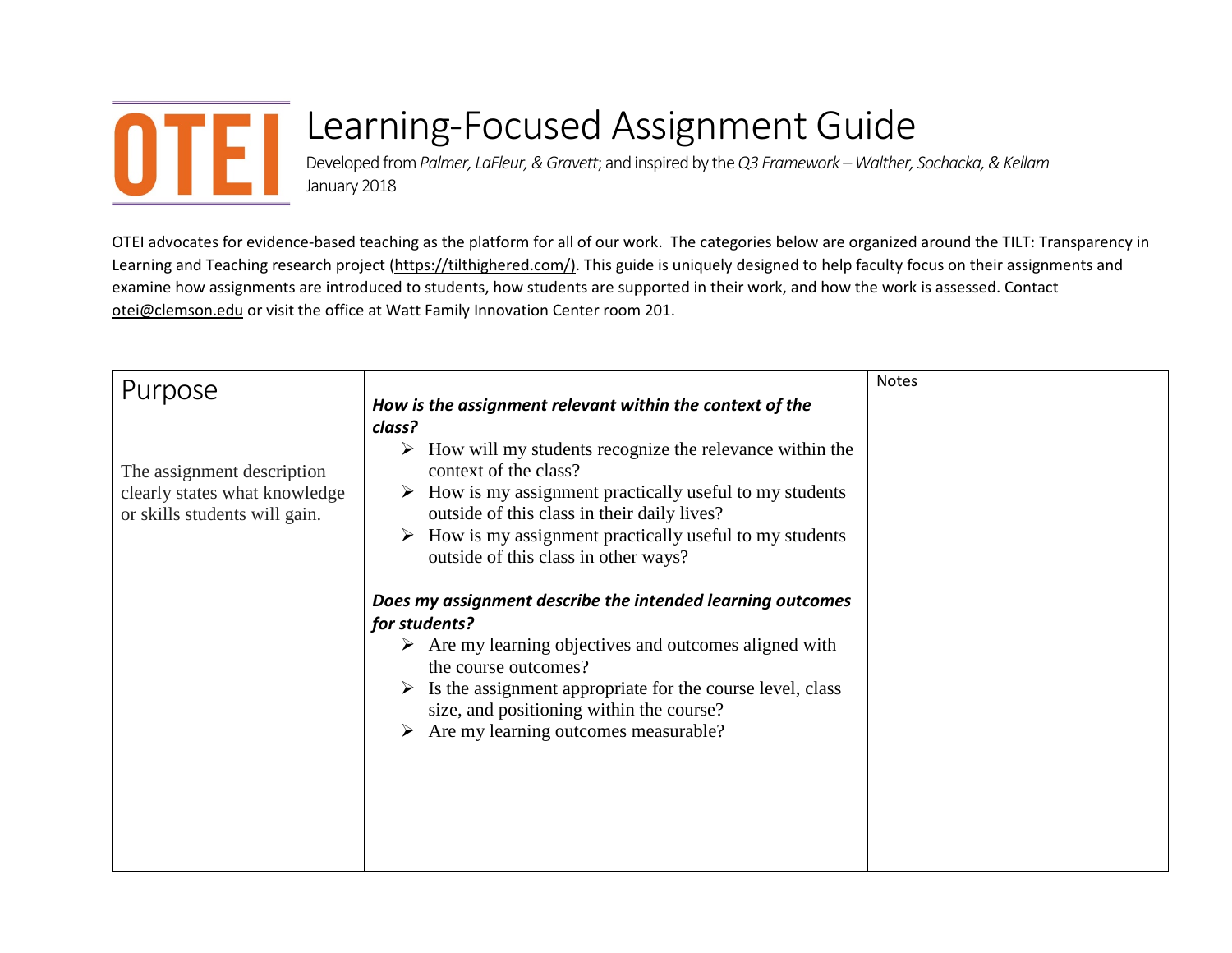# Learning-Focused Assignment Guide

Developed from *Palmer, LaFleur, & Gravett*; and inspired by the *Q3 Framework – Walther, Sochacka, & Kellam*
January 2018

OTEI advocates for evidence-based teaching as the platform for all of our work. The categories below are organized around the TILT: Transparency in Learning and Teaching research project (https://tilthighered.com/). This guide is uniquely designed to help faculty focus on their assignments and examine how assignments are introduced to students, how students are supported in their work, and how the work is assessed. Contact otei@clemson.edu or visit the office at Watt Family Innovation Center room 201.

| Purpose | | Notes |
|---|---|---|
| The assignment description clearly states what knowledge or skills students will gain. | ***How is the assignment relevant within the context of the class?***<br>➢ How will my students recognize the relevance within the context of the class?<br>➢ How is my assignment practically useful to my students outside of this class in their daily lives?<br>➢ How is my assignment practically useful to my students outside of this class in other ways?<br><br>***Does my assignment describe the intended learning outcomes for students?***<br>➢ Are my learning objectives and outcomes aligned with the course outcomes?<br>➢ Is the assignment appropriate for the course level, class size, and positioning within the course?<br>➢ Are my learning outcomes measurable? | |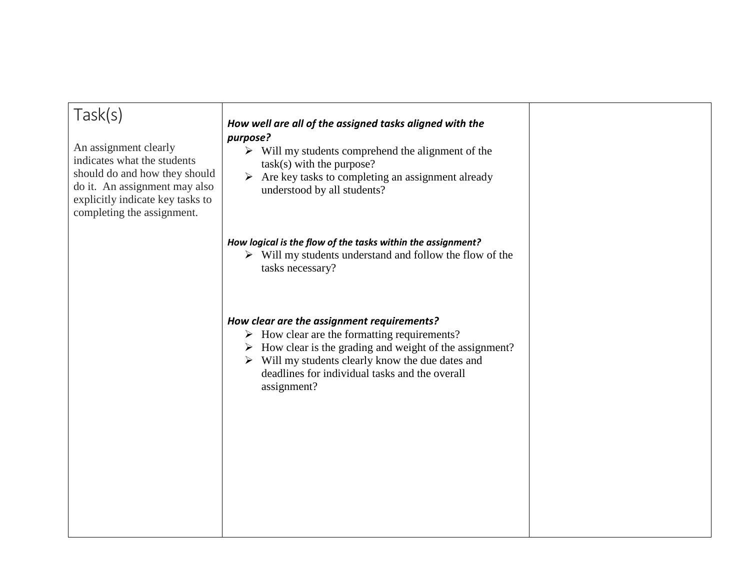| Task(s)<br><br>An assignment clearly indicates what the students should do and how they should do it. An assignment may also explicitly indicate key tasks to completing the assignment. | ***How well are all of the assigned tasks aligned with the purpose?***<br>- Will my students comprehend the alignment of the task(s) with the purpose?<br>- Are key tasks to completing an assignment already understood by all students?<br><br>***How logical is the flow of the tasks within the assignment?***<br>- Will my students understand and follow the flow of the tasks necessary?<br><br>***How clear are the assignment requirements?***<br>- How clear are the formatting requirements?<br>- How clear is the grading and weight of the assignment?<br>- Will my students clearly know the due dates and deadlines for individual tasks and the overall assignment? | |
|---|---|---|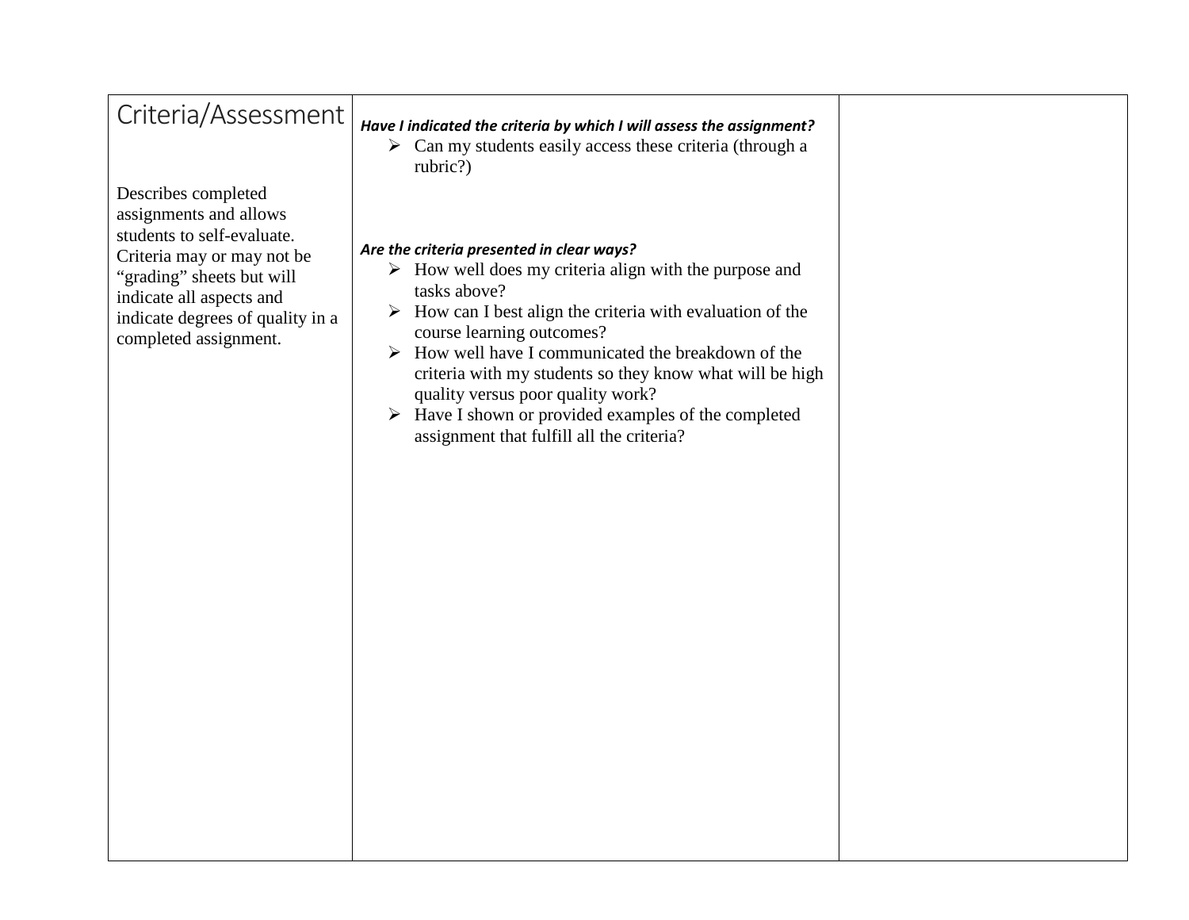| Criteria/Assessment<br><br>Describes completed assignments and allows students to self-evaluate. Criteria may or may not be “grading” sheets but will indicate all aspects and indicate degrees of quality in a completed assignment. | ***Have I indicated the criteria by which I will assess the assignment?***<br>➢ Can my students easily access these criteria (through a rubric?)<br><br>***Are the criteria presented in clear ways?***<br>➢ How well does my criteria align with the purpose and tasks above?<br>➢ How can I best align the criteria with evaluation of the course learning outcomes?<br>➢ How well have I communicated the breakdown of the criteria with my students so they know what will be high quality versus poor quality work?<br>➢ Have I shown or provided examples of the completed assignment that fulfill all the criteria? | |
|---|---|---|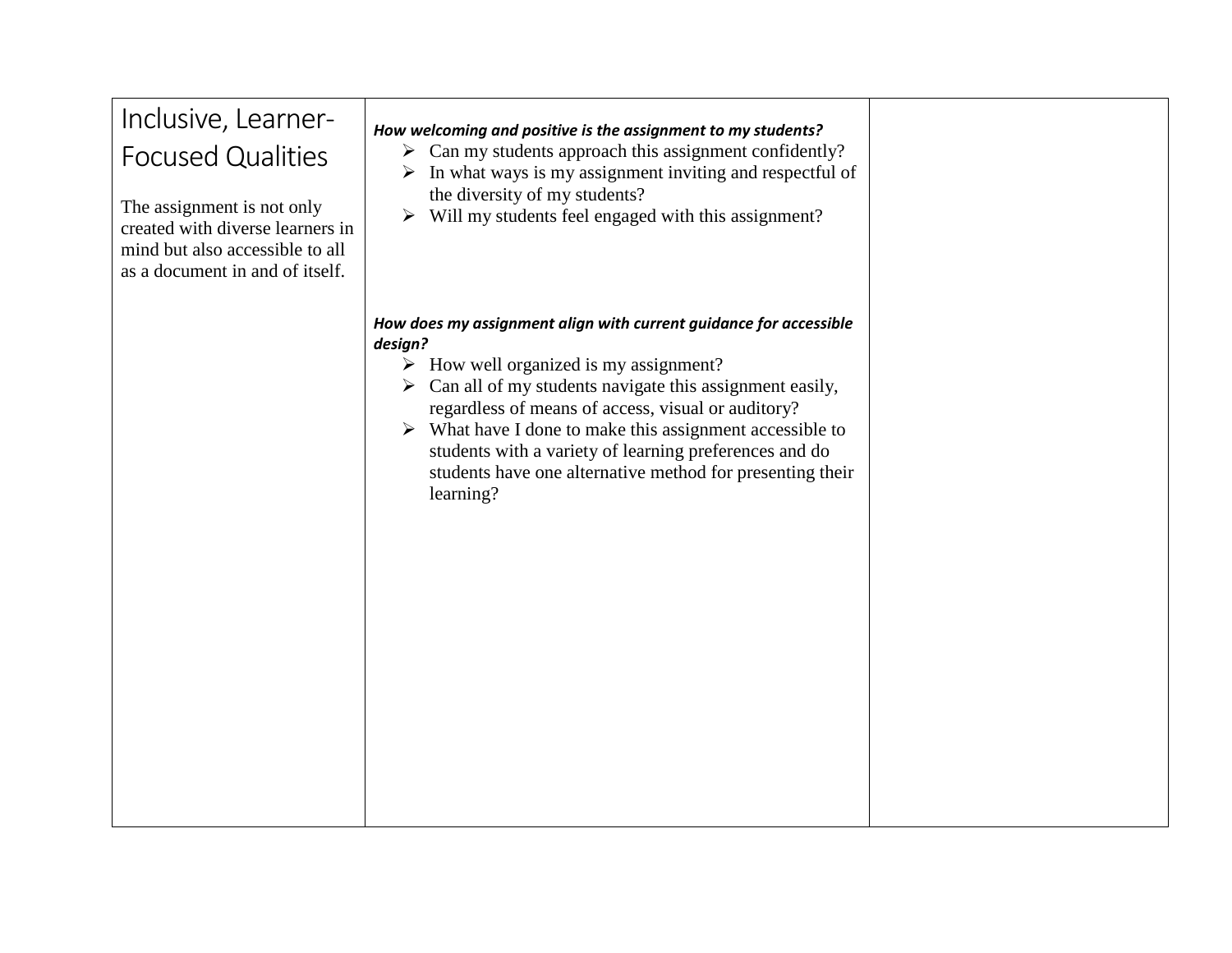| | | |
|---|---|---|
| Inclusive, Learner-Focused Qualities<br><br>The assignment is not only created with diverse learners in mind but also accessible to all as a document in and of itself. | ***How welcoming and positive is the assignment to my students?***<br>➢ Can my students approach this assignment confidently?<br>➢ In what ways is my assignment inviting and respectful of the diversity of my students?<br>➢ Will my students feel engaged with this assignment?<br><br>***How does my assignment align with current guidance for accessible design?***<br>➢ How well organized is my assignment?<br>➢ Can all of my students navigate this assignment easily, regardless of means of access, visual or auditory?<br>➢ What have I done to make this assignment accessible to students with a variety of learning preferences and do students have one alternative method for presenting their learning? | |